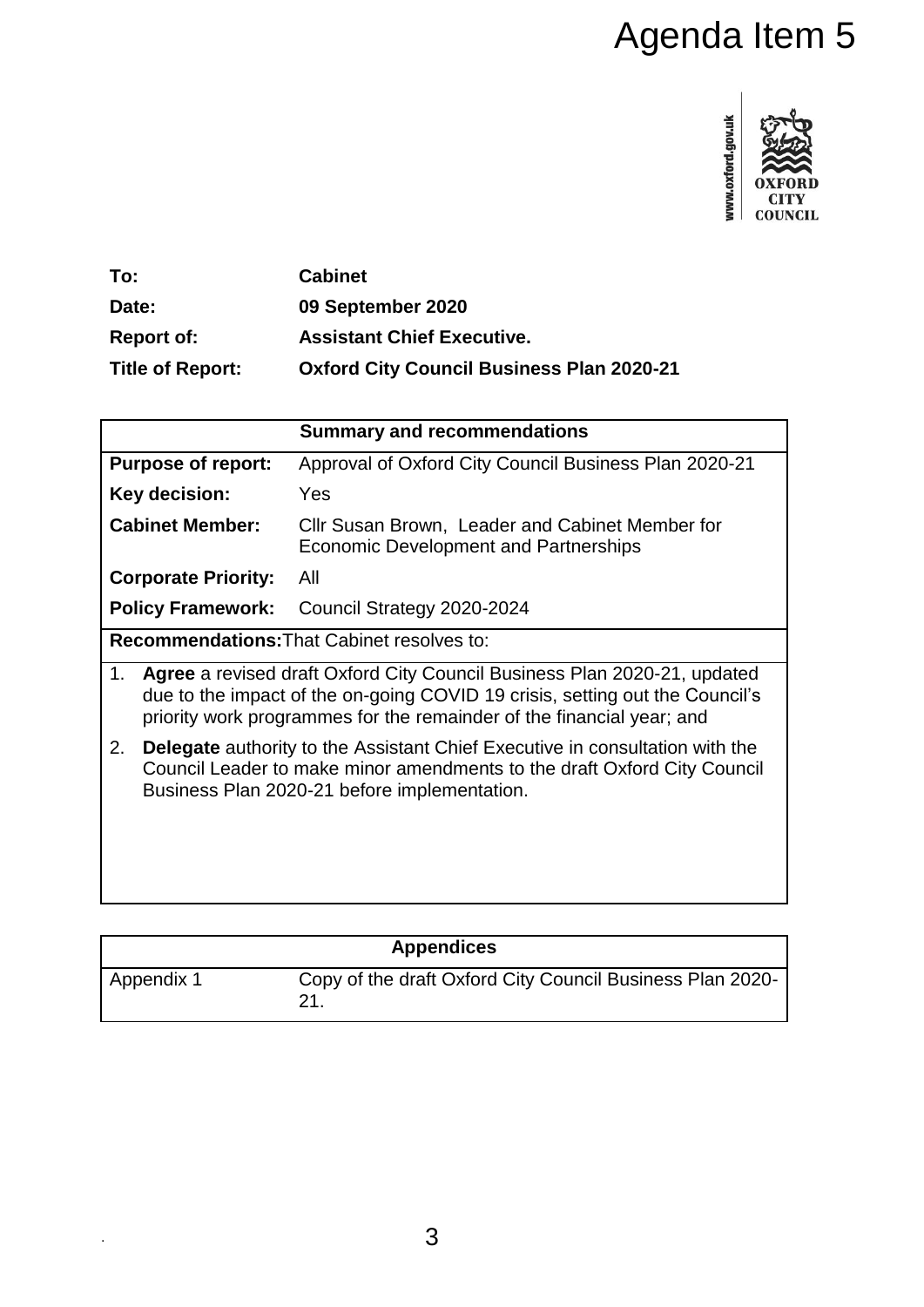# Agenda Item 5

| | |
|---|---|
| **To:** | **Cabinet** |
| **Date:** | **09 September 2020** |
| **Report of:** | **Assistant Chief Executive.** |
| **Title of Report:** | **Oxford City Council Business Plan 2020-21** |

| **Summary and recommendations** | |
|---|---|
| **Purpose of report:** | Approval of Oxford City Council Business Plan 2020-21 |
| **Key decision:** | Yes |
| **Cabinet Member:** | Cllr Susan Brown, Leader and Cabinet Member for Economic Development and Partnerships |
| **Corporate Priority:** | All |
| **Policy Framework:** | Council Strategy 2020-2024 |

**Recommendations:** That Cabinet resolves to:

1. **Agree** a revised draft Oxford City Council Business Plan 2020-21, updated due to the impact of the on-going COVID 19 crisis, setting out the Council's priority work programmes for the remainder of the financial year; and
2. **Delegate** authority to the Assistant Chief Executive in consultation with the Council Leader to make minor amendments to the draft Oxford City Council Business Plan 2020-21 before implementation.

| **Appendices** | |
|---|---|
| Appendix 1 | Copy of the draft Oxford City Council Business Plan 2020-21. |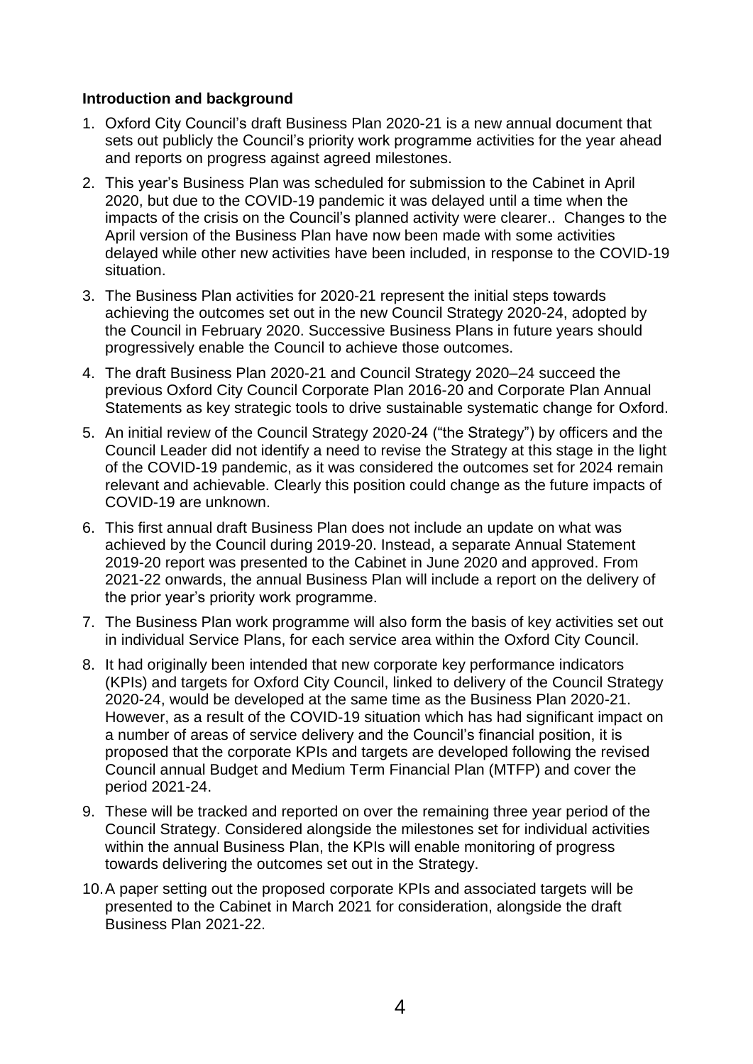**Introduction and background**

1. Oxford City Council's draft Business Plan 2020-21 is a new annual document that sets out publicly the Council's priority work programme activities for the year ahead and reports on progress against agreed milestones.
2. This year's Business Plan was scheduled for submission to the Cabinet in April 2020, but due to the COVID-19 pandemic it was delayed until a time when the impacts of the crisis on the Council's planned activity were clearer.. Changes to the April version of the Business Plan have now been made with some activities delayed while other new activities have been included, in response to the COVID-19 situation.
3. The Business Plan activities for 2020-21 represent the initial steps towards achieving the outcomes set out in the new Council Strategy 2020-24, adopted by the Council in February 2020. Successive Business Plans in future years should progressively enable the Council to achieve those outcomes.
4. The draft Business Plan 2020-21 and Council Strategy 2020–24 succeed the previous Oxford City Council Corporate Plan 2016-20 and Corporate Plan Annual Statements as key strategic tools to drive sustainable systematic change for Oxford.
5. An initial review of the Council Strategy 2020-24 ("the Strategy") by officers and the Council Leader did not identify a need to revise the Strategy at this stage in the light of the COVID-19 pandemic, as it was considered the outcomes set for 2024 remain relevant and achievable. Clearly this position could change as the future impacts of COVID-19 are unknown.
6. This first annual draft Business Plan does not include an update on what was achieved by the Council during 2019-20. Instead, a separate Annual Statement 2019-20 report was presented to the Cabinet in June 2020 and approved. From 2021-22 onwards, the annual Business Plan will include a report on the delivery of the prior year's priority work programme.
7. The Business Plan work programme will also form the basis of key activities set out in individual Service Plans, for each service area within the Oxford City Council.
8. It had originally been intended that new corporate key performance indicators (KPIs) and targets for Oxford City Council, linked to delivery of the Council Strategy 2020-24, would be developed at the same time as the Business Plan 2020-21. However, as a result of the COVID-19 situation which has had significant impact on a number of areas of service delivery and the Council's financial position, it is proposed that the corporate KPIs and targets are developed following the revised Council annual Budget and Medium Term Financial Plan (MTFP) and cover the period 2021-24.
9. These will be tracked and reported on over the remaining three year period of the Council Strategy. Considered alongside the milestones set for individual activities within the annual Business Plan, the KPIs will enable monitoring of progress towards delivering the outcomes set out in the Strategy.
10. A paper setting out the proposed corporate KPIs and associated targets will be presented to the Cabinet in March 2021 for consideration, alongside the draft Business Plan 2021-22.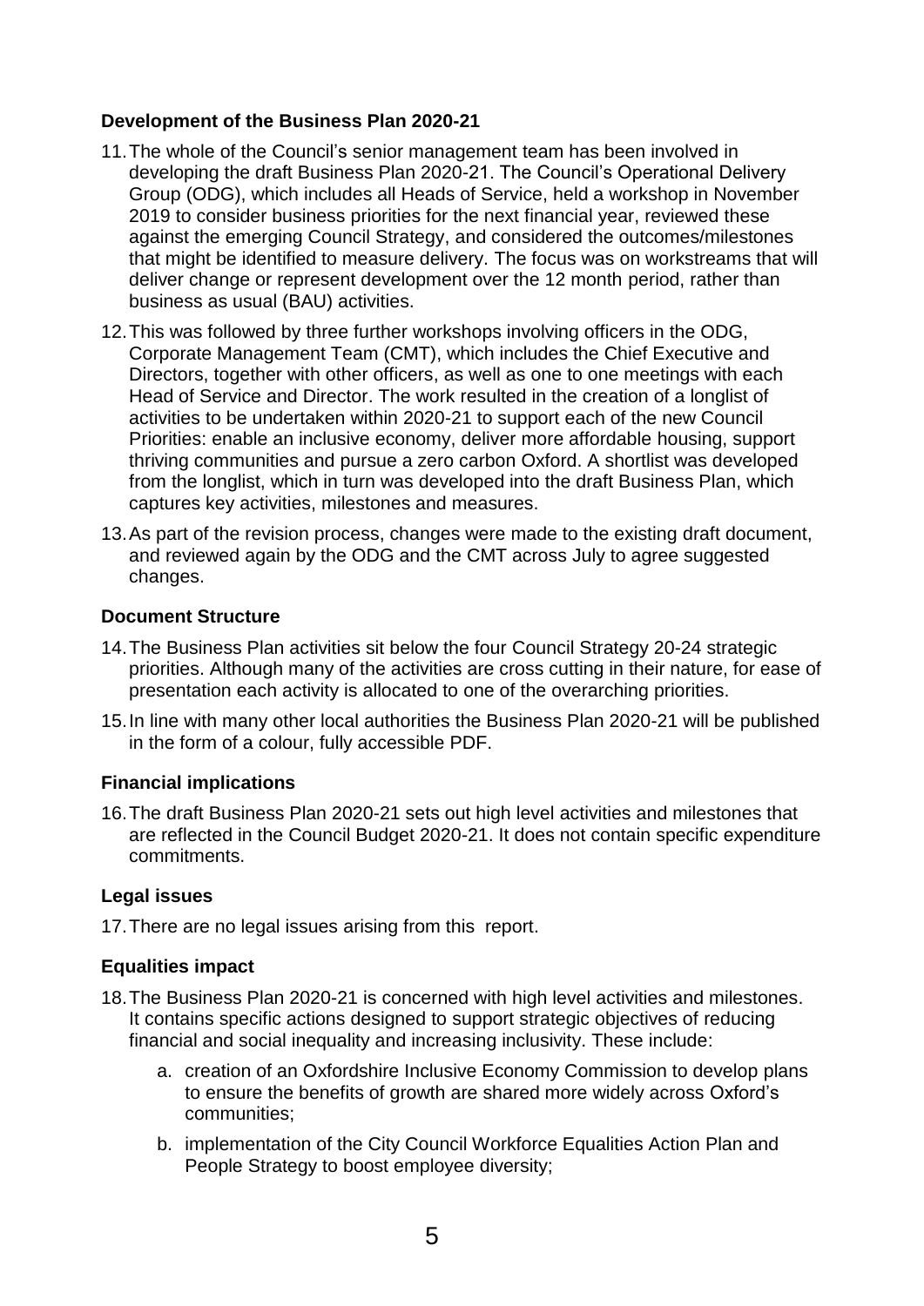**Development of the Business Plan 2020-21**

11. The whole of the Council's senior management team has been involved in developing the draft Business Plan 2020-21. The Council's Operational Delivery Group (ODG), which includes all Heads of Service, held a workshop in November 2019 to consider business priorities for the next financial year, reviewed these against the emerging Council Strategy, and considered the outcomes/milestones that might be identified to measure delivery. The focus was on workstreams that will deliver change or represent development over the 12 month period, rather than business as usual (BAU) activities.

12. This was followed by three further workshops involving officers in the ODG, Corporate Management Team (CMT), which includes the Chief Executive and Directors, together with other officers, as well as one to one meetings with each Head of Service and Director. The work resulted in the creation of a longlist of activities to be undertaken within 2020-21 to support each of the new Council Priorities: enable an inclusive economy, deliver more affordable housing, support thriving communities and pursue a zero carbon Oxford. A shortlist was developed from the longlist, which in turn was developed into the draft Business Plan, which captures key activities, milestones and measures.

13. As part of the revision process, changes were made to the existing draft document, and reviewed again by the ODG and the CMT across July to agree suggested changes.

**Document Structure**

14. The Business Plan activities sit below the four Council Strategy 20-24 strategic priorities. Although many of the activities are cross cutting in their nature, for ease of presentation each activity is allocated to one of the overarching priorities.

15. In line with many other local authorities the Business Plan 2020-21 will be published in the form of a colour, fully accessible PDF.

**Financial implications**

16. The draft Business Plan 2020-21 sets out high level activities and milestones that are reflected in the Council Budget 2020-21. It does not contain specific expenditure commitments.

**Legal issues**

17. There are no legal issues arising from this report.

**Equalities impact**

18. The Business Plan 2020-21 is concerned with high level activities and milestones. It contains specific actions designed to support strategic objectives of reducing financial and social inequality and increasing inclusivity. These include:

    a. creation of an Oxfordshire Inclusive Economy Commission to develop plans to ensure the benefits of growth are shared more widely across Oxford's communities;

    b. implementation of the City Council Workforce Equalities Action Plan and People Strategy to boost employee diversity;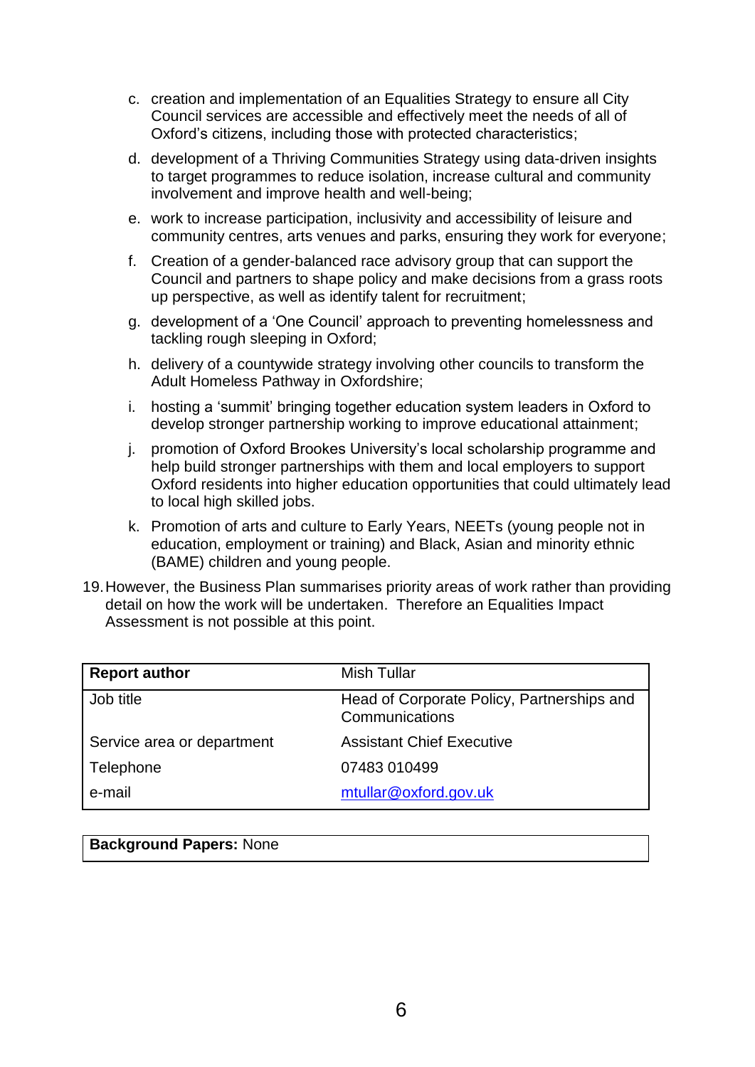c. creation and implementation of an Equalities Strategy to ensure all City Council services are accessible and effectively meet the needs of all of Oxford's citizens, including those with protected characteristics;

d. development of a Thriving Communities Strategy using data-driven insights to target programmes to reduce isolation, increase cultural and community involvement and improve health and well-being;

e. work to increase participation, inclusivity and accessibility of leisure and community centres, arts venues and parks, ensuring they work for everyone;

f. Creation of a gender-balanced race advisory group that can support the Council and partners to shape policy and make decisions from a grass roots up perspective, as well as identify talent for recruitment;

g. development of a 'One Council' approach to preventing homelessness and tackling rough sleeping in Oxford;

h. delivery of a countywide strategy involving other councils to transform the Adult Homeless Pathway in Oxfordshire;

i. hosting a 'summit' bringing together education system leaders in Oxford to develop stronger partnership working to improve educational attainment;

j. promotion of Oxford Brookes University's local scholarship programme and help build stronger partnerships with them and local employers to support Oxford residents into higher education opportunities that could ultimately lead to local high skilled jobs.

k. Promotion of arts and culture to Early Years, NEETs (young people not in education, employment or training) and Black, Asian and minority ethnic (BAME) children and young people.

19. However, the Business Plan summarises priority areas of work rather than providing detail on how the work will be undertaken. Therefore an Equalities Impact Assessment is not possible at this point.

| **Report author** | Mish Tullar |
|---|---|
| Job title | Head of Corporate Policy, Partnerships and Communications |
| Service area or department | Assistant Chief Executive |
| Telephone | 07483 010499 |
| e-mail | mtullar@oxford.gov.uk |

| **Background Papers:** None |
|---|